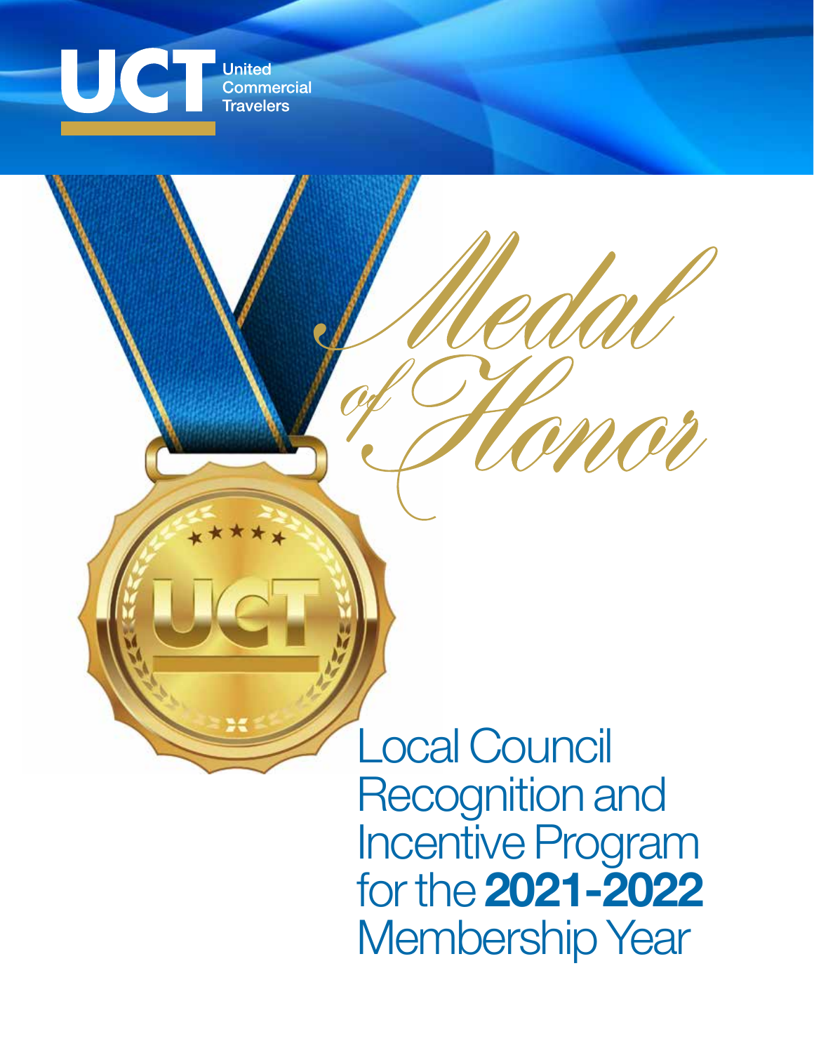UCT United Commercial Travelers

# *Medal of Honor*

## Local Council Recognition and Incentive Program for the **2021-2022** Membership Year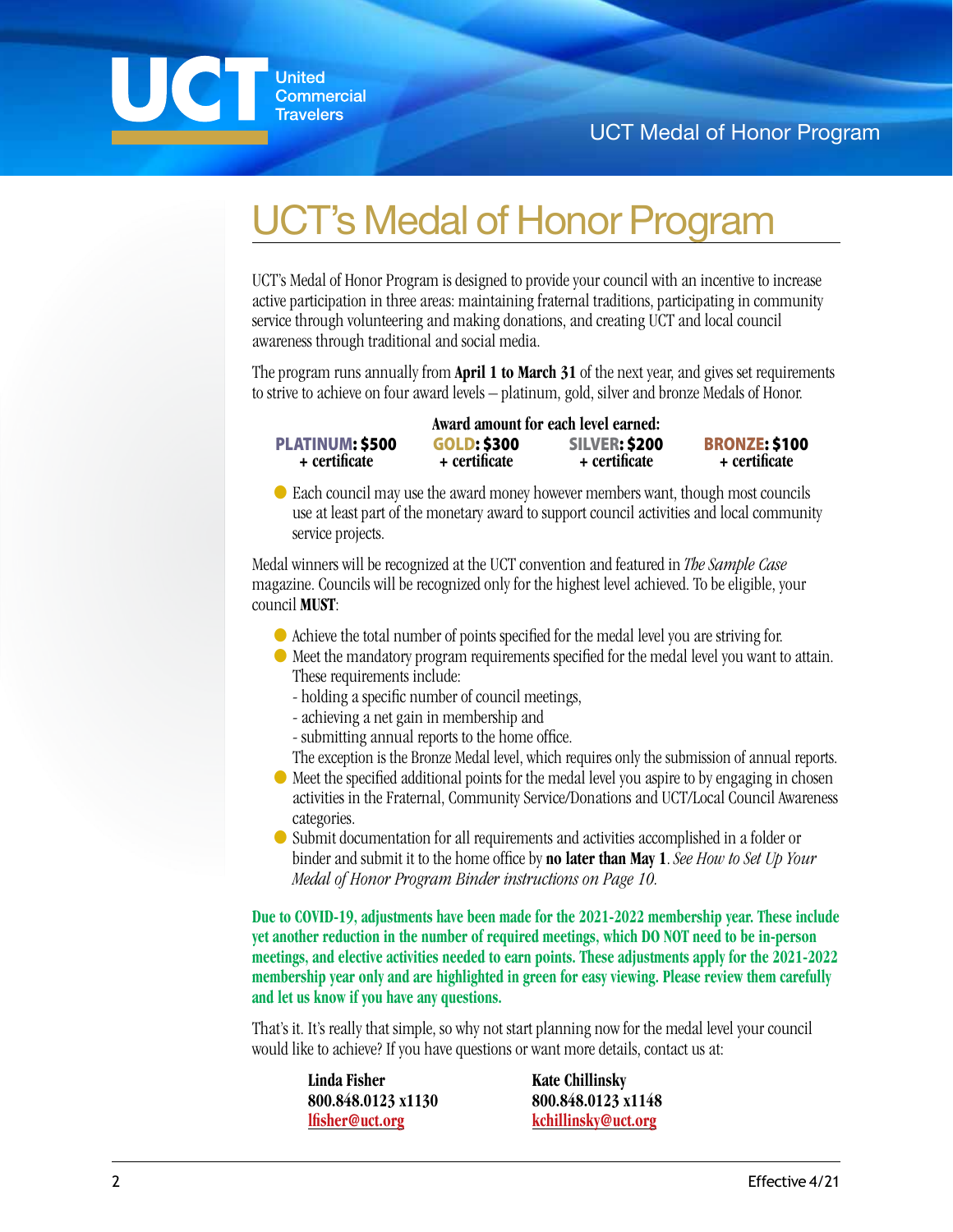# UCT's Medal of Honor Program

UCT's Medal of Honor Program is designed to provide your council with an incentive to increase active participation in three areas: maintaining fraternal traditions, participating in community service through volunteering and making donations, and creating UCT and local council awareness through traditional and social media.

The program runs annually from **April 1 to March 31** of the next year, and gives set requirements to strive to achieve on four award levels – platinum, gold, silver and bronze Medals of Honor.

**Award amount for each level earned:**

| PLATINUM: $500 | GOLD: $300 | SILVER: $200 | BRONZE: $100 |
|---|---|---|---|
| + certificate | + certificate | + certificate | + certificate |

- Each council may use the award money however members want, though most councils use at least part of the monetary award to support council activities and local community service projects.

Medal winners will be recognized at the UCT convention and featured in *The Sample Case* magazine. Councils will be recognized only for the highest level achieved. To be eligible, your council **MUST**:

- Achieve the total number of points specified for the medal level you are striving for.
- Meet the mandatory program requirements specified for the medal level you want to attain. These requirements include:
  - holding a specific number of council meetings,
  - achieving a net gain in membership and
  - submitting annual reports to the home office.

  The exception is the Bronze Medal level, which requires only the submission of annual reports.
- Meet the specified additional points for the medal level you aspire to by engaging in chosen activities in the Fraternal, Community Service/Donations and UCT/Local Council Awareness categories.
- Submit documentation for all requirements and activities accomplished in a folder or binder and submit it to the home office by **no later than May 1**. *See How to Set Up Your Medal of Honor Program Binder instructions on Page 10.*

**Due to COVID-19, adjustments have been made for the 2021-2022 membership year. These include yet another reduction in the number of required meetings, which DO NOT need to be in-person meetings, and elective activities needed to earn points. These adjustments apply for the 2021-2022 membership year only and are highlighted in green for easy viewing. Please review them carefully and let us know if you have any questions.**

That's it. It's really that simple, so why not start planning now for the medal level your council would like to achieve? If you have questions or want more details, contact us at:

**Linda Fisher**
**800.848.0123 x1130**
**lfisher@uct.org**

**Kate Chillinsky**
**800.848.0123 x1148**
**kchillinsky@uct.org**

Effective 4/21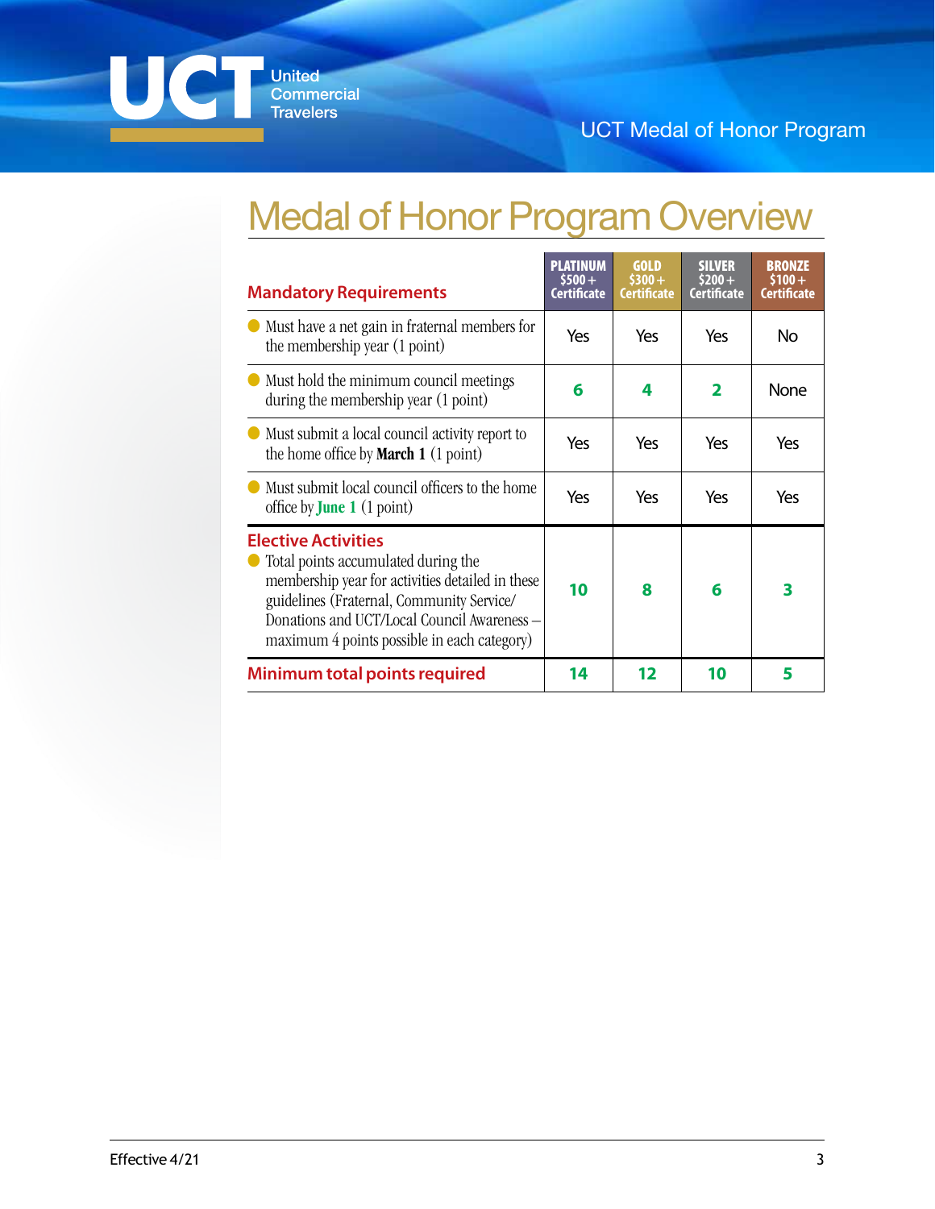# Medal of Honor Program Overview

| Mandatory Requirements | PLATINUM $500 + Certificate | GOLD $300 + Certificate | SILVER $200 + Certificate | BRONZE $100 + Certificate |
|---|---|---|---|---|
| • Must have a net gain in fraternal members for the membership year (1 point) | Yes | Yes | Yes | No |
| • Must hold the minimum council meetings during the membership year (1 point) | **6** | **4** | **2** | None |
| • Must submit a local council activity report to the home office by **March 1** (1 point) | Yes | Yes | Yes | Yes |
| • Must submit local council officers to the home office by **June 1** (1 point) | Yes | Yes | Yes | Yes |
| **Elective Activities** • Total points accumulated during the membership year for activities detailed in these guidelines (Fraternal, Community Service/ Donations and UCT/Local Council Awareness – maximum 4 points possible in each category) | **10** | **8** | **6** | **3** |
| **Minimum total points required** | **14** | **12** | **10** | **5** |

Effective 4/21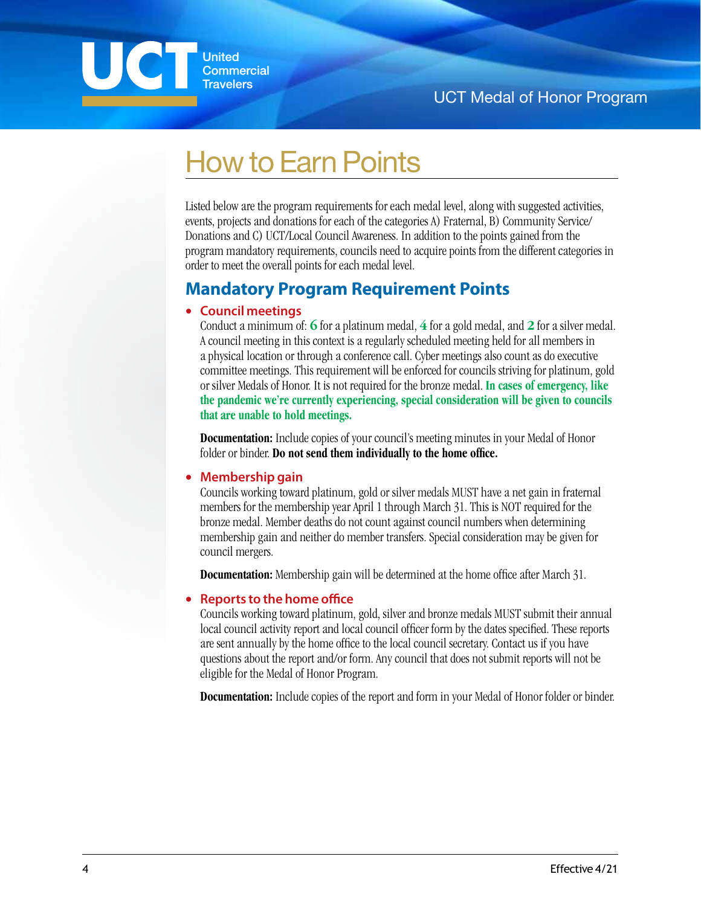# How to Earn Points

Listed below are the program requirements for each medal level, along with suggested activities, events, projects and donations for each of the categories A) Fraternal, B) Community Service/ Donations and C) UCT/Local Council Awareness. In addition to the points gained from the program mandatory requirements, councils need to acquire points from the different categories in order to meet the overall points for each medal level.

## Mandatory Program Requirement Points

- **Council meetings**
  Conduct a minimum of: **6** for a platinum medal, **4** for a gold medal, and **2** for a silver medal. A council meeting in this context is a regularly scheduled meeting held for all members in a physical location or through a conference call. Cyber meetings also count as do executive committee meetings. This requirement will be enforced for councils striving for platinum, gold or silver Medals of Honor. It is not required for the bronze medal. **In cases of emergency, like the pandemic we're currently experiencing, special consideration will be given to councils that are unable to hold meetings.**

  **Documentation:** Include copies of your council's meeting minutes in your Medal of Honor folder or binder. **Do not send them individually to the home office.**

- **Membership gain**
  Councils working toward platinum, gold or silver medals MUST have a net gain in fraternal members for the membership year April 1 through March 31. This is NOT required for the bronze medal. Member deaths do not count against council numbers when determining membership gain and neither do member transfers. Special consideration may be given for council mergers.

  **Documentation:** Membership gain will be determined at the home office after March 31.

- **Reports to the home office**
  Councils working toward platinum, gold, silver and bronze medals MUST submit their annual local council activity report and local council officer form by the dates specified. These reports are sent annually by the home office to the local council secretary. Contact us if you have questions about the report and/or form. Any council that does not submit reports will not be eligible for the Medal of Honor Program.

  **Documentation:** Include copies of the report and form in your Medal of Honor folder or binder.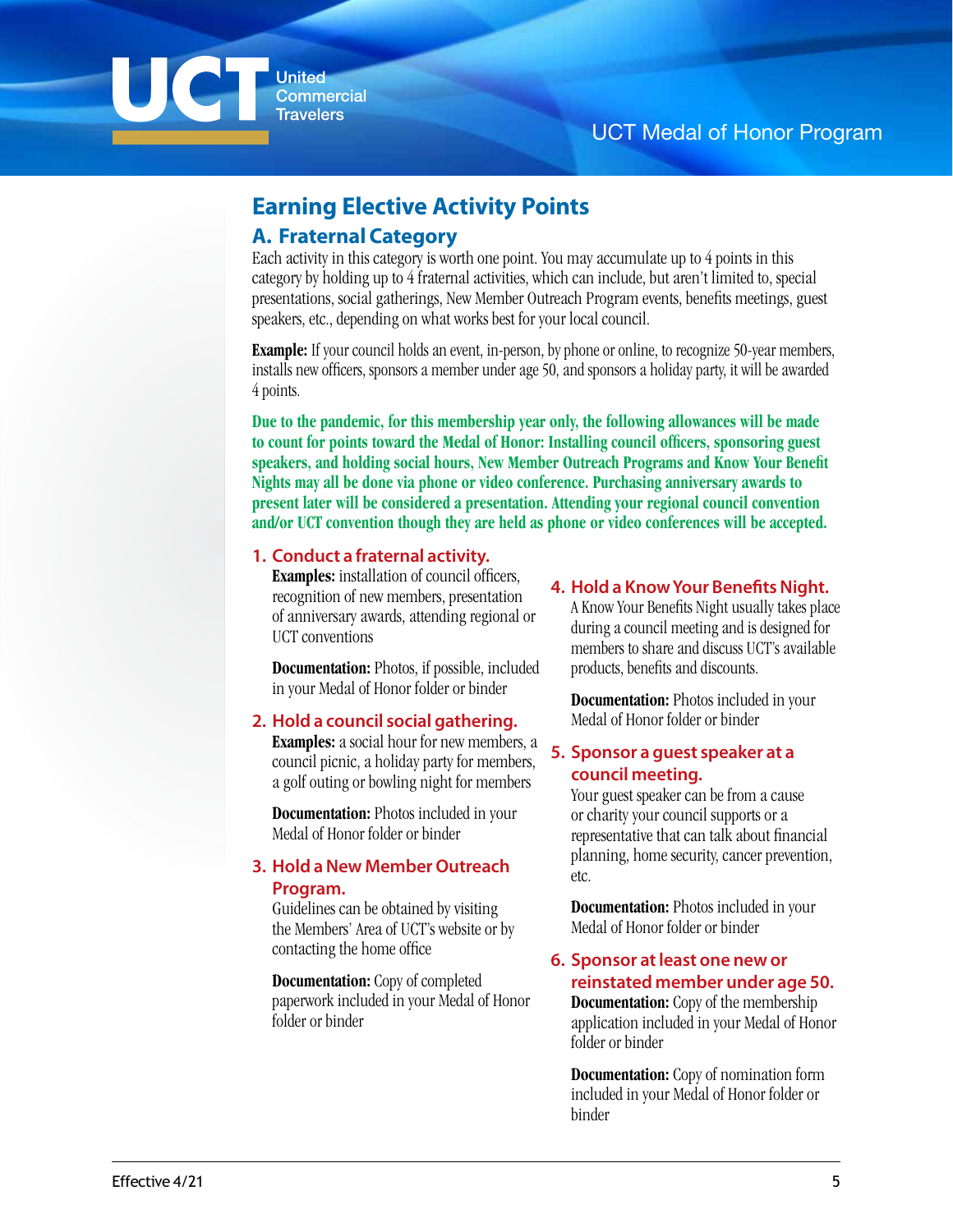## Earning Elective Activity Points

### A. Fraternal Category

Each activity in this category is worth one point. You may accumulate up to 4 points in this category by holding up to 4 fraternal activities, which can include, but aren't limited to, special presentations, social gatherings, New Member Outreach Program events, benefits meetings, guest speakers, etc., depending on what works best for your local council.

**Example:** If your council holds an event, in-person, by phone or online, to recognize 50-year members, installs new officers, sponsors a member under age 50, and sponsors a holiday party, it will be awarded 4 points.

**Due to the pandemic, for this membership year only, the following allowances will be made to count for points toward the Medal of Honor: Installing council officers, sponsoring guest speakers, and holding social hours, New Member Outreach Programs and Know Your Benefit Nights may all be done via phone or video conference. Purchasing anniversary awards to present later will be considered a presentation. Attending your regional council convention and/or UCT convention though they are held as phone or video conferences will be accepted.**

#### 1. Conduct a fraternal activity.

**Examples:** installation of council officers, recognition of new members, presentation of anniversary awards, attending regional or UCT conventions

**Documentation:** Photos, if possible, included in your Medal of Honor folder or binder

#### 2. Hold a council social gathering.

**Examples:** a social hour for new members, a council picnic, a holiday party for members, a golf outing or bowling night for members

**Documentation:** Photos included in your Medal of Honor folder or binder

#### 3. Hold a New Member Outreach Program.

Guidelines can be obtained by visiting the Members' Area of UCT's website or by contacting the home office

**Documentation:** Copy of completed paperwork included in your Medal of Honor folder or binder

#### 4. Hold a Know Your Benefits Night.

A Know Your Benefits Night usually takes place during a council meeting and is designed for members to share and discuss UCT's available products, benefits and discounts.

**Documentation:** Photos included in your Medal of Honor folder or binder

#### 5. Sponsor a guest speaker at a council meeting.

Your guest speaker can be from a cause or charity your council supports or a representative that can talk about financial planning, home security, cancer prevention, etc.

**Documentation:** Photos included in your Medal of Honor folder or binder

#### 6. Sponsor at least one new or reinstated member under age 50.

**Documentation:** Copy of the membership application included in your Medal of Honor folder or binder

**Documentation:** Copy of nomination form included in your Medal of Honor folder or binder

Effective 4/21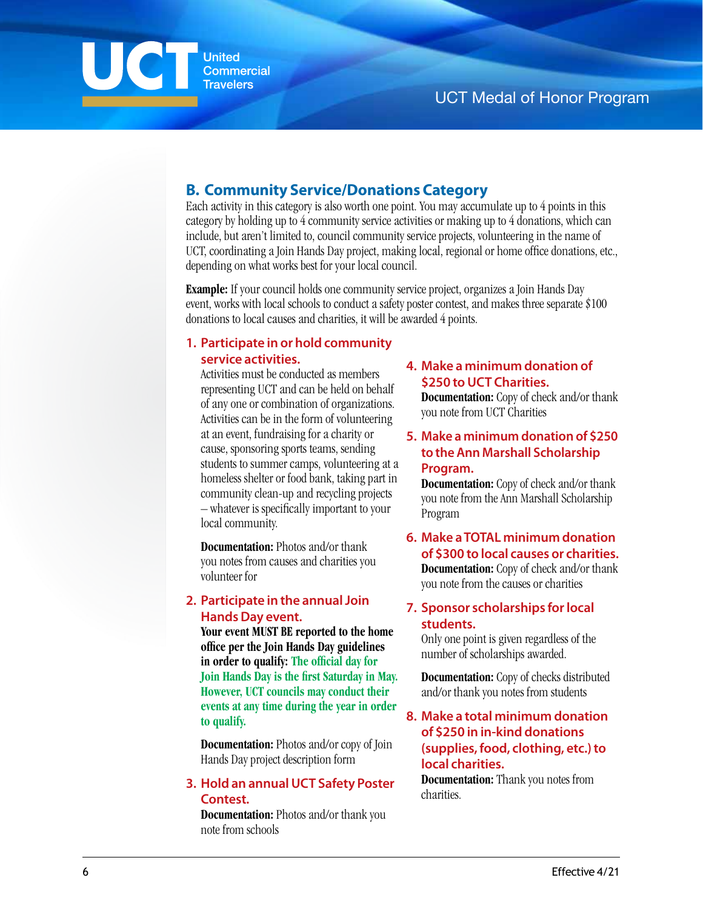## B. Community Service/Donations Category

Each activity in this category is also worth one point. You may accumulate up to 4 points in this category by holding up to 4 community service activities or making up to 4 donations, which can include, but aren't limited to, council community service projects, volunteering in the name of UCT, coordinating a Join Hands Day project, making local, regional or home office donations, etc., depending on what works best for your local council.

**Example:** If your council holds one community service project, organizes a Join Hands Day event, works with local schools to conduct a safety poster contest, and makes three separate $100 donations to local causes and charities, it will be awarded 4 points.

### 1. Participate in or hold community service activities.

Activities must be conducted as members representing UCT and can be held on behalf of any one or combination of organizations. Activities can be in the form of volunteering at an event, fundraising for a charity or cause, sponsoring sports teams, sending students to summer camps, volunteering at a homeless shelter or food bank, taking part in community clean-up and recycling projects – whatever is specifically important to your local community.

**Documentation:** Photos and/or thank you notes from causes and charities you volunteer for

### 2. Participate in the annual Join Hands Day event.

**Your event MUST BE reported to the home office per the Join Hands Day guidelines in order to qualify:** **The official day for Join Hands Day is the first Saturday in May. However, UCT councils may conduct their events at any time during the year in order to qualify.**

**Documentation:** Photos and/or copy of Join Hands Day project description form

### 3. Hold an annual UCT Safety Poster Contest.

**Documentation:** Photos and/or thank you note from schools

### 4. Make a minimum donation of $250 to UCT Charities.

**Documentation:** Copy of check and/or thank you note from UCT Charities

### 5. Make a minimum donation of $250 to the Ann Marshall Scholarship Program.

**Documentation:** Copy of check and/or thank you note from the Ann Marshall Scholarship Program

### 6. Make a TOTAL minimum donation of $300 to local causes or charities.

**Documentation:** Copy of check and/or thank you note from the causes or charities

### 7. Sponsor scholarships for local students.

Only one point is given regardless of the number of scholarships awarded.

**Documentation:** Copy of checks distributed and/or thank you notes from students

### 8. Make a total minimum donation of $250 in in-kind donations (supplies, food, clothing, etc.) to local charities.

**Documentation:** Thank you notes from charities.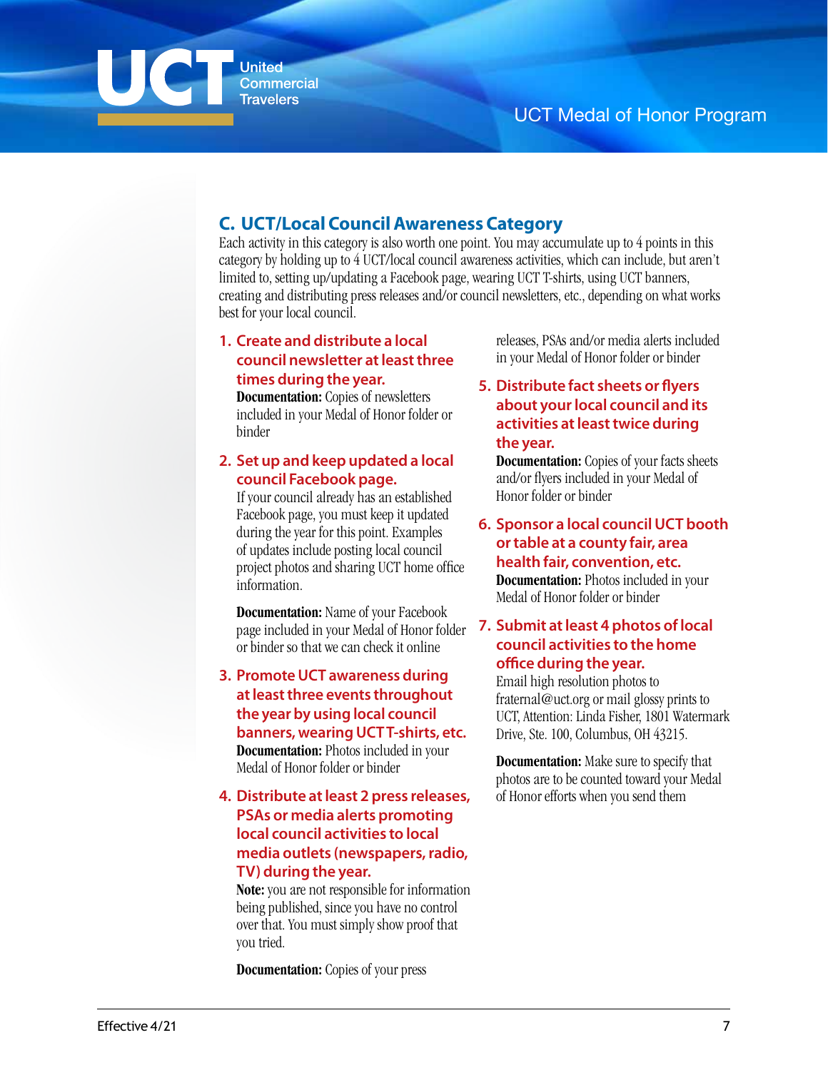## C. UCT/Local Council Awareness Category

Each activity in this category is also worth one point. You may accumulate up to 4 points in this category by holding up to 4 UCT/local council awareness activities, which can include, but aren't limited to, setting up/updating a Facebook page, wearing UCT T-shirts, using UCT banners, creating and distributing press releases and/or council newsletters, etc., depending on what works best for your local council.

1. **Create and distribute a local council newsletter at least three times during the year.**
   **Documentation:** Copies of newsletters included in your Medal of Honor folder or binder

2. **Set up and keep updated a local council Facebook page.**
   If your council already has an established Facebook page, you must keep it updated during the year for this point. Examples of updates include posting local council project photos and sharing UCT home office information.

   **Documentation:** Name of your Facebook page included in your Medal of Honor folder or binder so that we can check it online

3. **Promote UCT awareness during at least three events throughout the year by using local council banners, wearing UCT T-shirts, etc.**
   **Documentation:** Photos included in your Medal of Honor folder or binder

4. **Distribute at least 2 press releases, PSAs or media alerts promoting local council activities to local media outlets (newspapers, radio, TV) during the year.**
   **Note:** you are not responsible for information being published, since you have no control over that. You must simply show proof that you tried.

   **Documentation:** Copies of your press releases, PSAs and/or media alerts included in your Medal of Honor folder or binder

5. **Distribute fact sheets or flyers about your local council and its activities at least twice during the year.**
   **Documentation:** Copies of your facts sheets and/or flyers included in your Medal of Honor folder or binder

6. **Sponsor a local council UCT booth or table at a county fair, area health fair, convention, etc.**
   **Documentation:** Photos included in your Medal of Honor folder or binder

7. **Submit at least 4 photos of local council activities to the home office during the year.**
   Email high resolution photos to fraternal@uct.org or mail glossy prints to UCT, Attention: Linda Fisher, 1801 Watermark Drive, Ste. 100, Columbus, OH 43215.

   **Documentation:** Make sure to specify that photos are to be counted toward your Medal of Honor efforts when you send them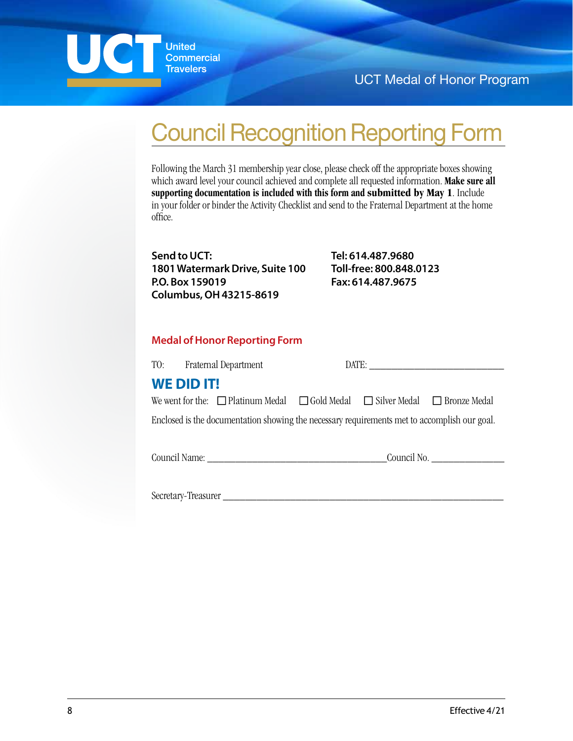# Council Recognition Reporting Form

Following the March 31 membership year close, please check off the appropriate boxes showing which award level your council achieved and complete all requested information. **Make sure all supporting documentation is included with this form and submitted by May 1**. Include in your folder or binder the Activity Checklist and send to the Fraternal Department at the home office.

**Send to UCT:**
**1801 Watermark Drive, Suite 100**
**P.O. Box 159019**
**Columbus, OH 43215-8619**

**Tel: 614.487.9680**
**Toll-free: 800.848.0123**
**Fax: 614.487.9675**

## Medal of Honor Reporting Form

TO: Fraternal Department DATE: ______________________________

## WE DID IT!

We went for the: ☐ Platinum Medal ☐ Gold Medal ☐ Silver Medal ☐ Bronze Medal

Enclosed is the documentation showing the necessary requirements met to accomplish our goal.

Council Name: ______________________________________Council No. _______________

Secretary-Treasurer ______________________________________________________________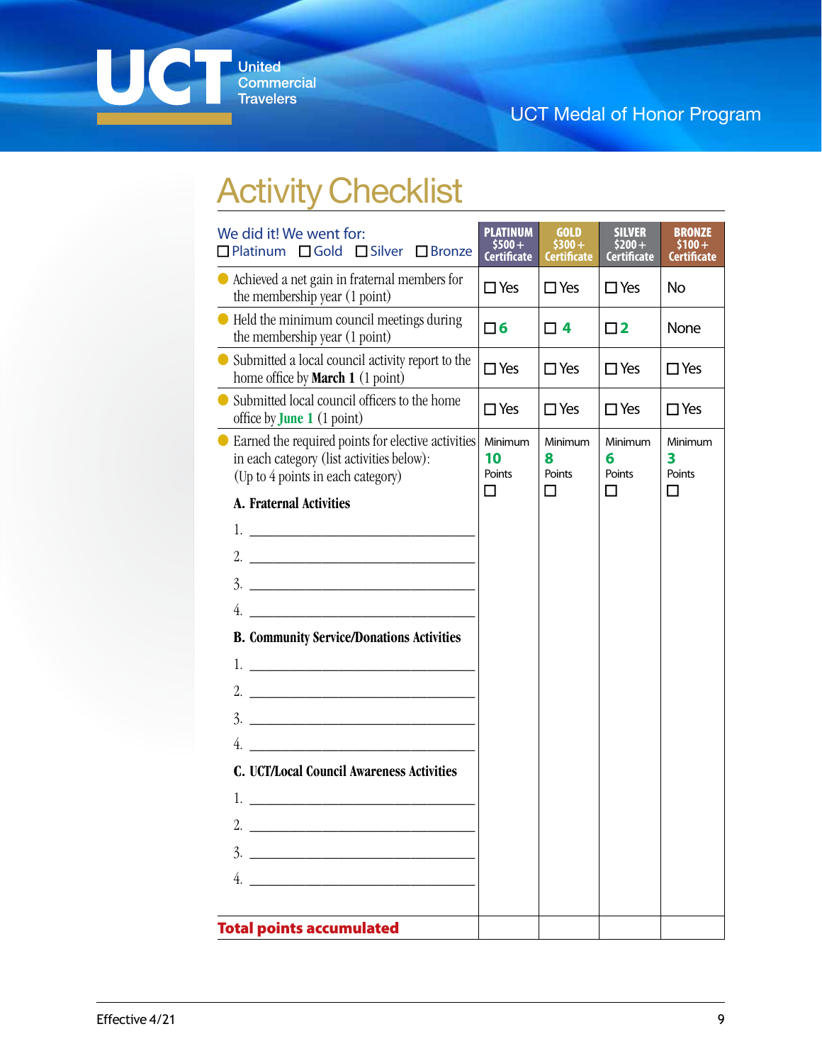# Activity Checklist

| We did it! We went for: ☐ Platinum ☐ Gold ☐ Silver ☐ Bronze | PLATINUM $500+ Certificate | GOLD $300+ Certificate | SILVER $200+ Certificate | BRONZE $100+ Certificate |
|---|---|---|---|---|
| Achieved a net gain in fraternal members for the membership year (1 point) | ☐ Yes | ☐ Yes | ☐ Yes | No |
| Held the minimum council meetings during the membership year (1 point) | ☐ 6 | ☐ 4 | ☐ 2 | None |
| Submitted a local council activity report to the home office by **March 1** (1 point) | ☐ Yes | ☐ Yes | ☐ Yes | ☐ Yes |
| Submitted local council officers to the home office by **June 1** (1 point) | ☐ Yes | ☐ Yes | ☐ Yes | ☐ Yes |
| Earned the required points for elective activities in each category (list activities below): (Up to 4 points in each category) | Minimum **10** Points ☐ | Minimum **8** Points ☐ | Minimum **6** Points ☐ | Minimum **3** Points ☐ |
| **A. Fraternal Activities** | | | | |
| 1. ______________________ | | | | |
| 2. ______________________ | | | | |
| 3. ______________________ | | | | |
| 4. ______________________ | | | | |
| **B. Community Service/Donations Activities** | | | | |
| 1. ______________________ | | | | |
| 2. ______________________ | | | | |
| 3. ______________________ | | | | |
| 4. ______________________ | | | | |
| **C. UCT/Local Council Awareness Activities** | | | | |
| 1. ______________________ | | | | |
| 2. ______________________ | | | | |
| 3. ______________________ | | | | |
| 4. ______________________ | | | | |
| **Total points accumulated** | | | | |

Effective 4/21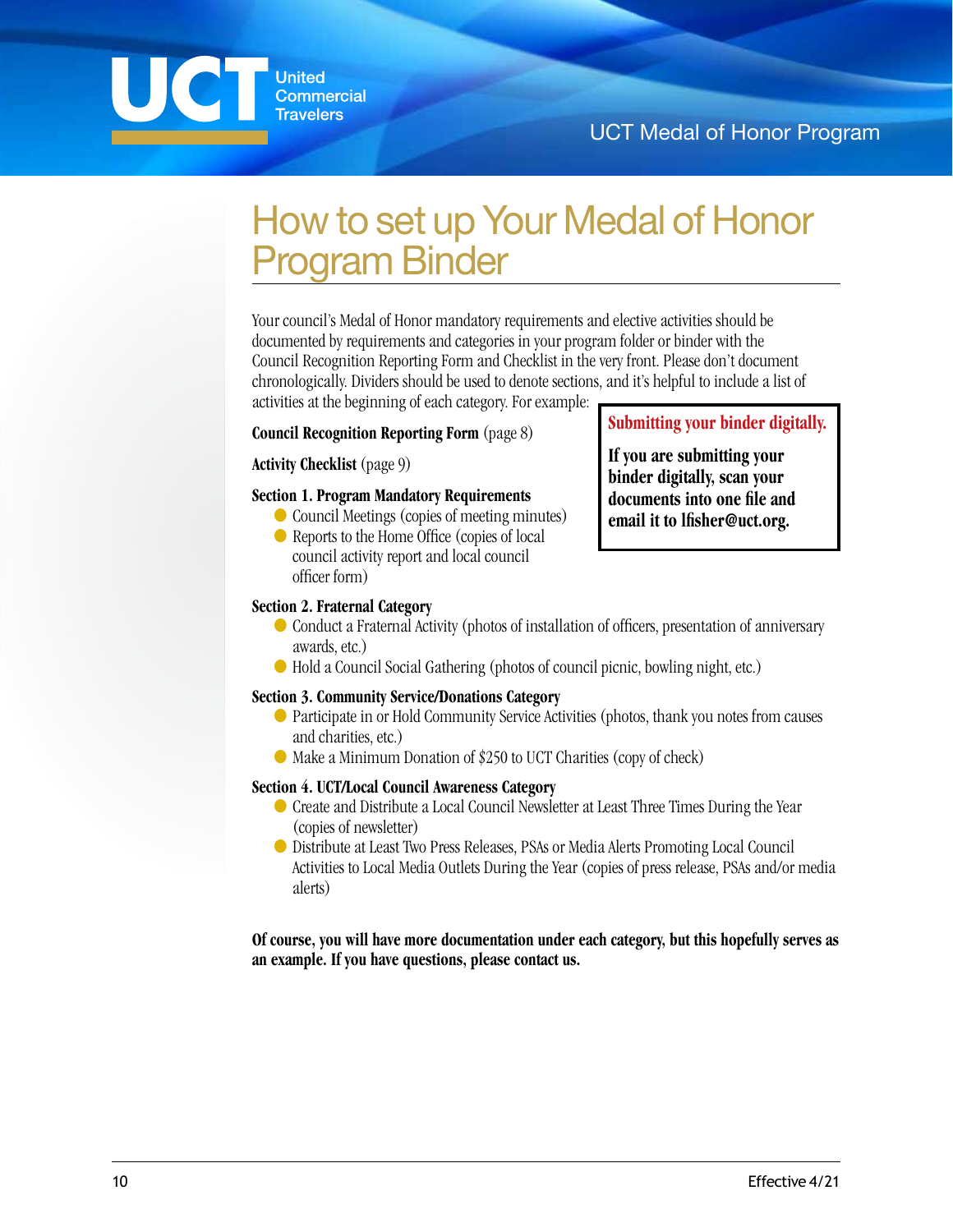# How to set up Your Medal of Honor Program Binder

Your council's Medal of Honor mandatory requirements and elective activities should be documented by requirements and categories in your program folder or binder with the Council Recognition Reporting Form and Checklist in the very front. Please don't document chronologically. Dividers should be used to denote sections, and it's helpful to include a list of activities at the beginning of each category. For example:

**Submitting your binder digitally.**

**If you are submitting your binder digitally, scan your documents into one file and email it to lfisher@uct.org.**

**Council Recognition Reporting Form** (page 8)

**Activity Checklist** (page 9)

**Section 1. Program Mandatory Requirements**

- Council Meetings (copies of meeting minutes)
- Reports to the Home Office (copies of local council activity report and local council officer form)

**Section 2. Fraternal Category**

- Conduct a Fraternal Activity (photos of installation of officers, presentation of anniversary awards, etc.)
- Hold a Council Social Gathering (photos of council picnic, bowling night, etc.)

**Section 3. Community Service/Donations Category**

- Participate in or Hold Community Service Activities (photos, thank you notes from causes and charities, etc.)
- Make a Minimum Donation of $250 to UCT Charities (copy of check)

**Section 4. UCT/Local Council Awareness Category**

- Create and Distribute a Local Council Newsletter at Least Three Times During the Year (copies of newsletter)
- Distribute at Least Two Press Releases, PSAs or Media Alerts Promoting Local Council Activities to Local Media Outlets During the Year (copies of press release, PSAs and/or media alerts)

**Of course, you will have more documentation under each category, but this hopefully serves as an example. If you have questions, please contact us.**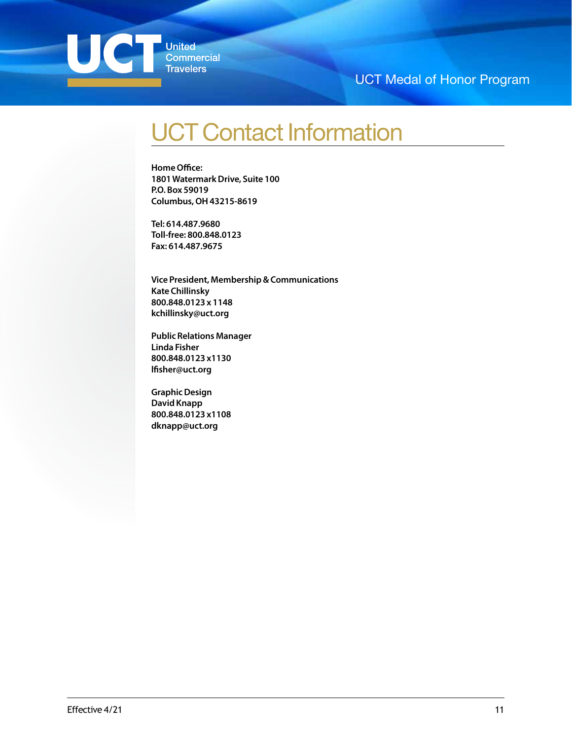# UCT Contact Information

**Home Office:**
**1801 Watermark Drive, Suite 100**
**P.O. Box 59019**
**Columbus, OH 43215-8619**

**Tel: 614.487.9680**
**Toll-free: 800.848.0123**
**Fax: 614.487.9675**

**Vice President, Membership & Communications**
**Kate Chillinsky**
**800.848.0123 x 1148**
**kchillinsky@uct.org**

**Public Relations Manager**
**Linda Fisher**
**800.848.0123 x1130**
**lfisher@uct.org**

**Graphic Design**
**David Knapp**
**800.848.0123 x1108**
**dknapp@uct.org**